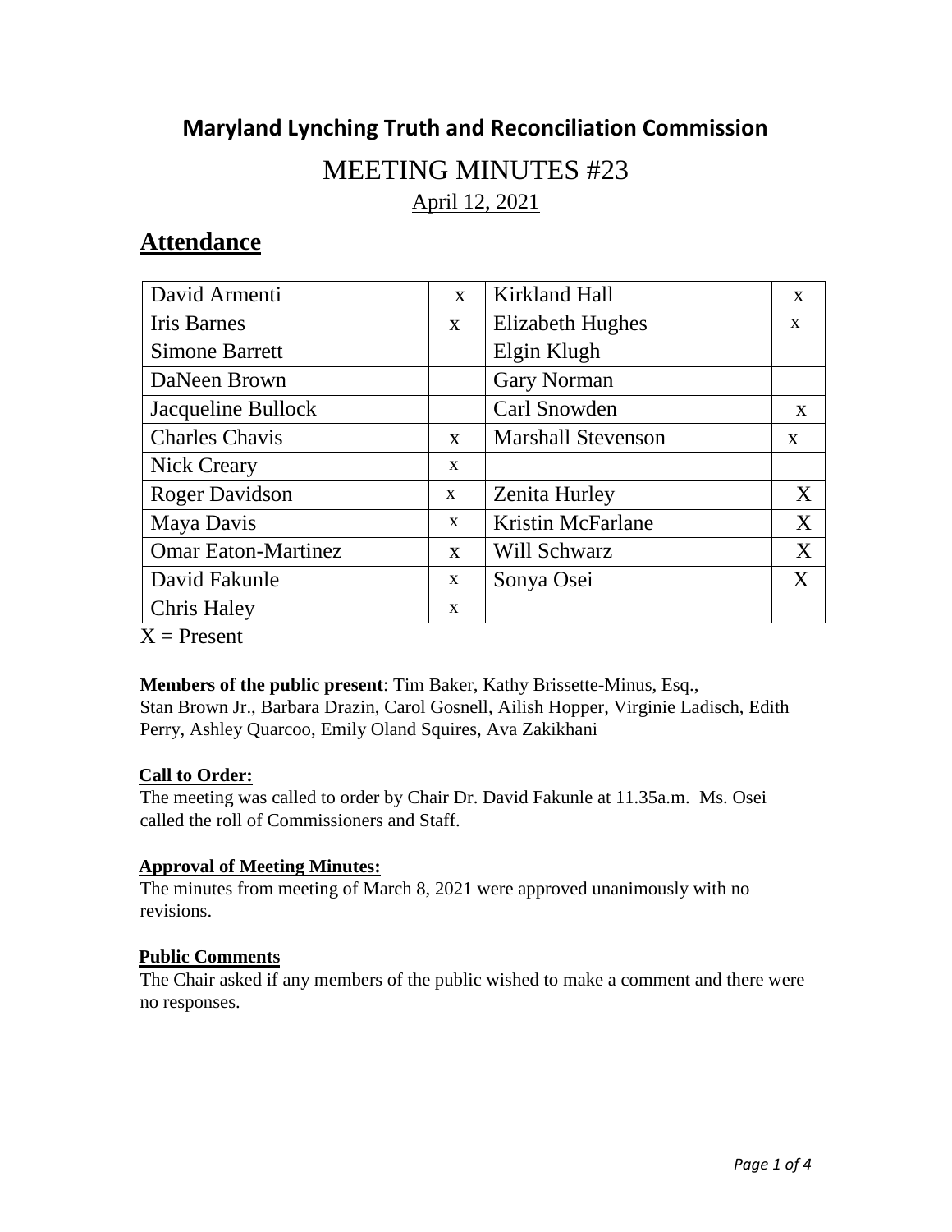# Maryland Lynching Truth and Reconciliation Commission

## MEETING MINUTES #23

April 12, 2021

## Attendance

| | | | |
|---|---|---|---|
| David Armenti | x | Kirkland Hall | x |
| Iris Barnes | x | Elizabeth Hughes | x |
| Simone Barrett | | Elgin Klugh | |
| DaNeen Brown | | Gary Norman | |
| Jacqueline Bullock | | Carl Snowden | x |
| Charles Chavis | x | Marshall Stevenson | x |
| Nick Creary | x | | |
| Roger Davidson | x | Zenita Hurley | X |
| Maya Davis | x | Kristin McFarlane | X |
| Omar Eaton-Martinez | x | Will Schwarz | X |
| David Fakunle | x | Sonya Osei | X |
| Chris Haley | x | | |

X = Present

**Members of the public present**: Tim Baker, Kathy Brissette-Minus, Esq., Stan Brown Jr., Barbara Drazin, Carol Gosnell, Ailish Hopper, Virginie Ladisch, Edith Perry, Ashley Quarcoo, Emily Oland Squires, Ava Zakikhani

**Call to Order:**

The meeting was called to order by Chair Dr. David Fakunle at 11.35a.m. Ms. Osei called the roll of Commissioners and Staff.

**Approval of Meeting Minutes:**

The minutes from meeting of March 8, 2021 were approved unanimously with no revisions.

**Public Comments**

The Chair asked if any members of the public wished to make a comment and there were no responses.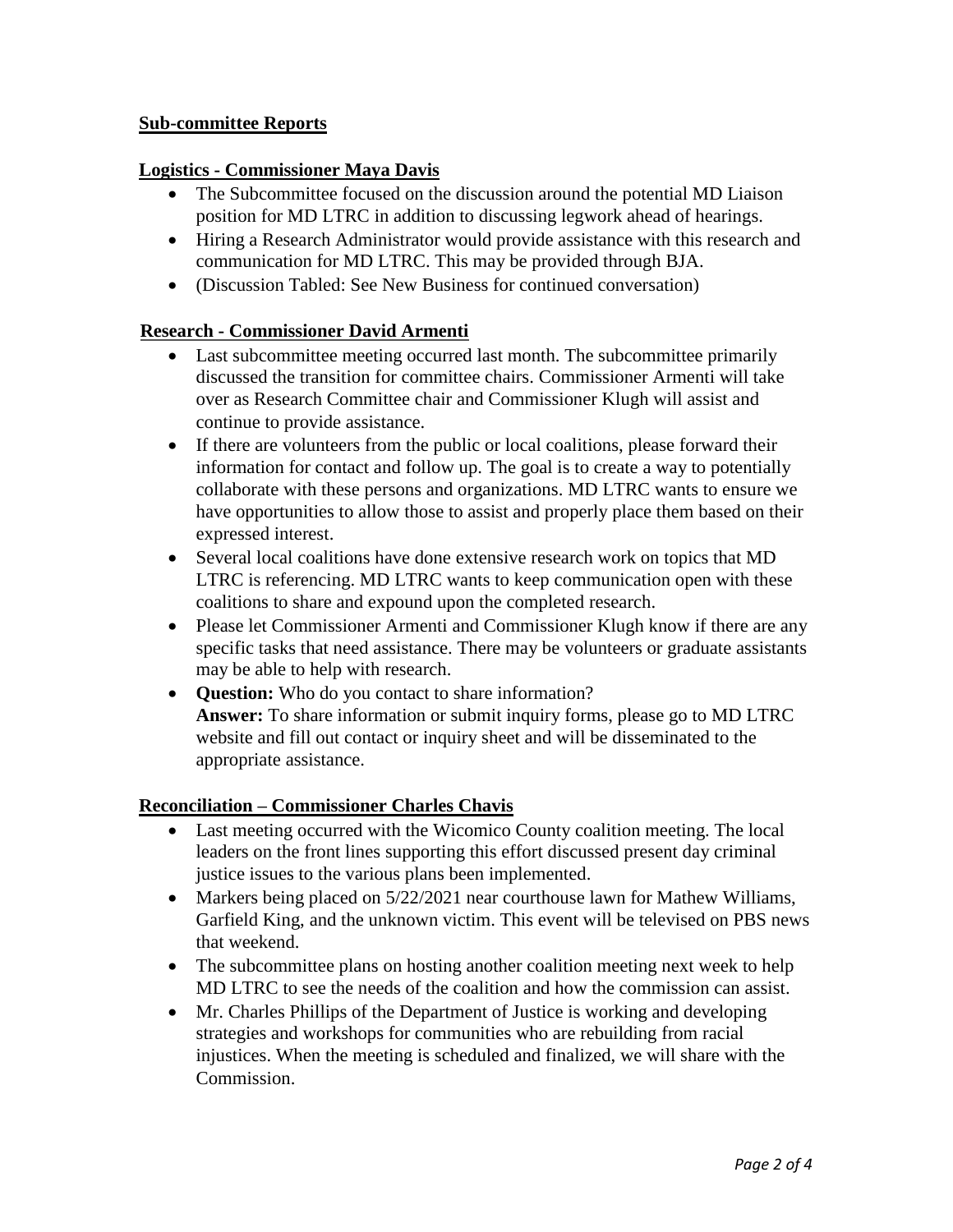## Sub-committee Reports

### Logistics - Commissioner Maya Davis

- The Subcommittee focused on the discussion around the potential MD Liaison position for MD LTRC in addition to discussing legwork ahead of hearings.
- Hiring a Research Administrator would provide assistance with this research and communication for MD LTRC. This may be provided through BJA.
- (Discussion Tabled: See New Business for continued conversation)

### Research - Commissioner David Armenti

- Last subcommittee meeting occurred last month. The subcommittee primarily discussed the transition for committee chairs. Commissioner Armenti will take over as Research Committee chair and Commissioner Klugh will assist and continue to provide assistance.
- If there are volunteers from the public or local coalitions, please forward their information for contact and follow up. The goal is to create a way to potentially collaborate with these persons and organizations. MD LTRC wants to ensure we have opportunities to allow those to assist and properly place them based on their expressed interest.
- Several local coalitions have done extensive research work on topics that MD LTRC is referencing. MD LTRC wants to keep communication open with these coalitions to share and expound upon the completed research.
- Please let Commissioner Armenti and Commissioner Klugh know if there are any specific tasks that need assistance. There may be volunteers or graduate assistants may be able to help with research.
- **Question:** Who do you contact to share information?
  **Answer:** To share information or submit inquiry forms, please go to MD LTRC website and fill out contact or inquiry sheet and will be disseminated to the appropriate assistance.

### Reconciliation – Commissioner Charles Chavis

- Last meeting occurred with the Wicomico County coalition meeting. The local leaders on the front lines supporting this effort discussed present day criminal justice issues to the various plans been implemented.
- Markers being placed on 5/22/2021 near courthouse lawn for Mathew Williams, Garfield King, and the unknown victim. This event will be televised on PBS news that weekend.
- The subcommittee plans on hosting another coalition meeting next week to help MD LTRC to see the needs of the coalition and how the commission can assist.
- Mr. Charles Phillips of the Department of Justice is working and developing strategies and workshops for communities who are rebuilding from racial injustices. When the meeting is scheduled and finalized, we will share with the Commission.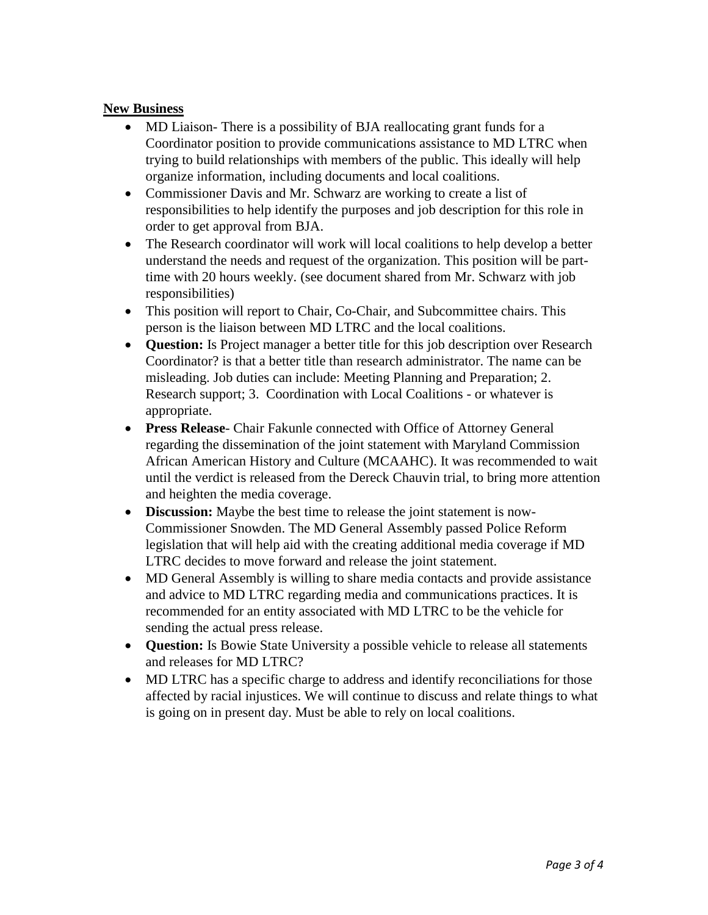**New Business**

- MD Liaison- There is a possibility of BJA reallocating grant funds for a Coordinator position to provide communications assistance to MD LTRC when trying to build relationships with members of the public. This ideally will help organize information, including documents and local coalitions.
- Commissioner Davis and Mr. Schwarz are working to create a list of responsibilities to help identify the purposes and job description for this role in order to get approval from BJA.
- The Research coordinator will work will local coalitions to help develop a better understand the needs and request of the organization. This position will be part-time with 20 hours weekly. (see document shared from Mr. Schwarz with job responsibilities)
- This position will report to Chair, Co-Chair, and Subcommittee chairs. This person is the liaison between MD LTRC and the local coalitions.
- **Question:** Is Project manager a better title for this job description over Research Coordinator? is that a better title than research administrator. The name can be misleading. Job duties can include: Meeting Planning and Preparation; 2. Research support; 3. Coordination with Local Coalitions - or whatever is appropriate.
- **Press Release**- Chair Fakunle connected with Office of Attorney General regarding the dissemination of the joint statement with Maryland Commission African American History and Culture (MCAAHC). It was recommended to wait until the verdict is released from the Dereck Chauvin trial, to bring more attention and heighten the media coverage.
- **Discussion:** Maybe the best time to release the joint statement is now- Commissioner Snowden. The MD General Assembly passed Police Reform legislation that will help aid with the creating additional media coverage if MD LTRC decides to move forward and release the joint statement.
- MD General Assembly is willing to share media contacts and provide assistance and advice to MD LTRC regarding media and communications practices. It is recommended for an entity associated with MD LTRC to be the vehicle for sending the actual press release.
- **Question:** Is Bowie State University a possible vehicle to release all statements and releases for MD LTRC?
- MD LTRC has a specific charge to address and identify reconciliations for those affected by racial injustices. We will continue to discuss and relate things to what is going on in present day. Must be able to rely on local coalitions.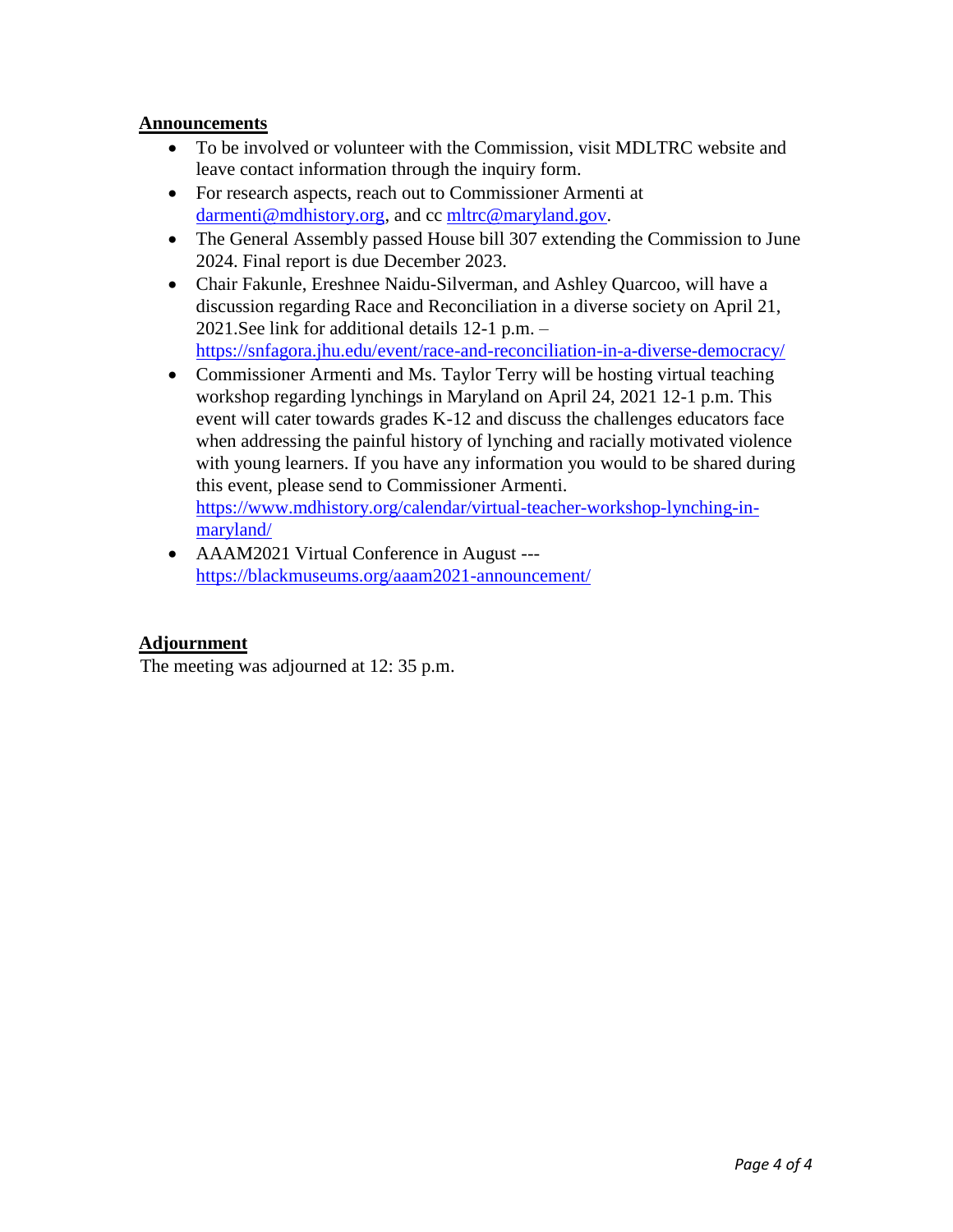**Announcements**

- To be involved or volunteer with the Commission, visit MDLTRC website and leave contact information through the inquiry form.
- For research aspects, reach out to Commissioner Armenti at darmenti@mdhistory.org, and cc mltrc@maryland.gov.
- The General Assembly passed House bill 307 extending the Commission to June 2024. Final report is due December 2023.
- Chair Fakunle, Ereshnee Naidu-Silverman, and Ashley Quarcoo, will have a discussion regarding Race and Reconciliation in a diverse society on April 21, 2021.See link for additional details 12-1 p.m. – https://snfagora.jhu.edu/event/race-and-reconciliation-in-a-diverse-democracy/
- Commissioner Armenti and Ms. Taylor Terry will be hosting virtual teaching workshop regarding lynchings in Maryland on April 24, 2021 12-1 p.m. This event will cater towards grades K-12 and discuss the challenges educators face when addressing the painful history of lynching and racially motivated violence with young learners. If you have any information you would to be shared during this event, please send to Commissioner Armenti. https://www.mdhistory.org/calendar/virtual-teacher-workshop-lynching-in-maryland/
- AAAM2021 Virtual Conference in August --- https://blackmuseums.org/aaam2021-announcement/

**Adjournment**

The meeting was adjourned at 12: 35 p.m.